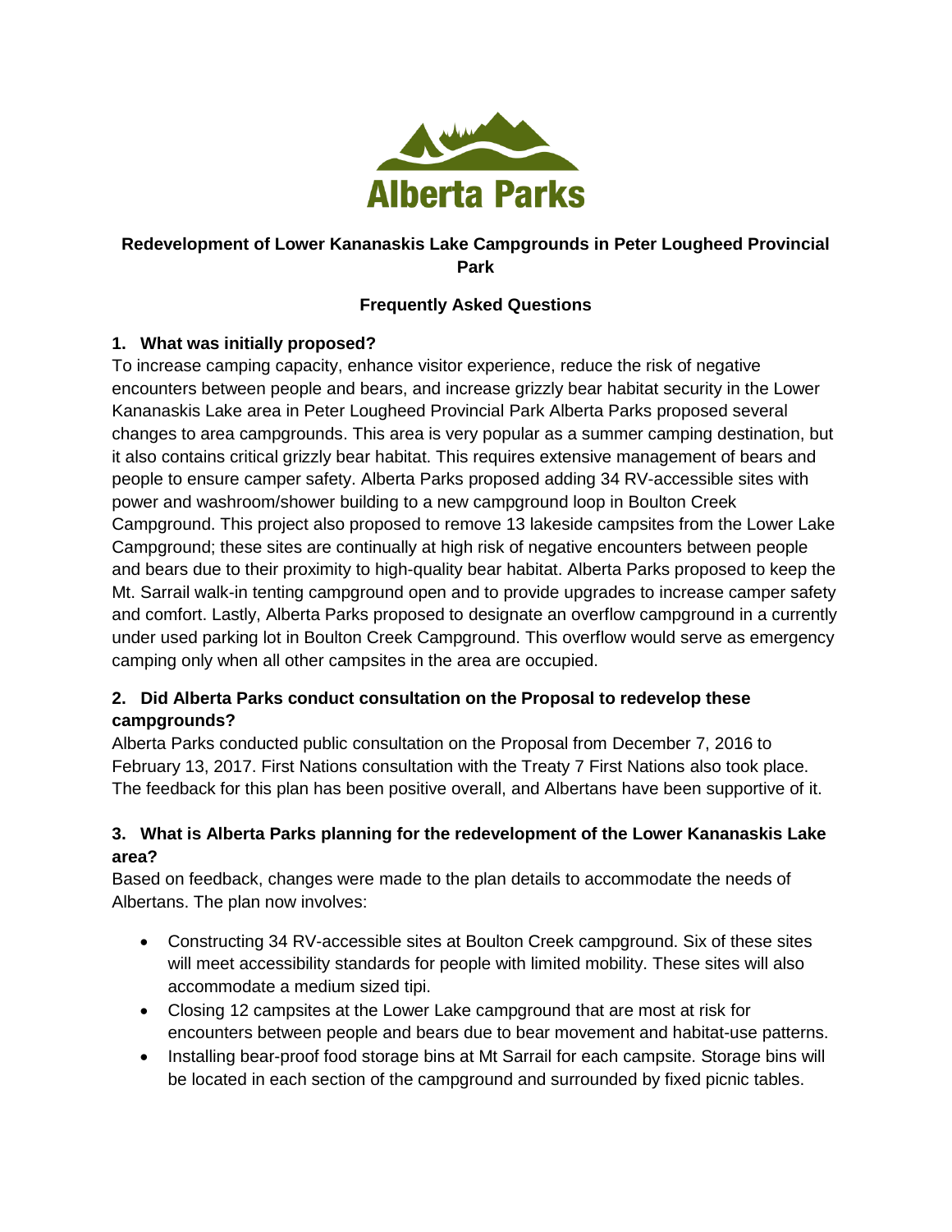Alberta Parks

## Redevelopment of Lower Kananaskis Lake Campgrounds in Peter Lougheed Provincial Park

## Frequently Asked Questions

### 1. What was initially proposed?

To increase camping capacity, enhance visitor experience, reduce the risk of negative encounters between people and bears, and increase grizzly bear habitat security in the Lower Kananaskis Lake area in Peter Lougheed Provincial Park Alberta Parks proposed several changes to area campgrounds. This area is very popular as a summer camping destination, but it also contains critical grizzly bear habitat. This requires extensive management of bears and people to ensure camper safety. Alberta Parks proposed adding 34 RV-accessible sites with power and washroom/shower building to a new campground loop in Boulton Creek Campground. This project also proposed to remove 13 lakeside campsites from the Lower Lake Campground; these sites are continually at high risk of negative encounters between people and bears due to their proximity to high-quality bear habitat. Alberta Parks proposed to keep the Mt. Sarrail walk-in tenting campground open and to provide upgrades to increase camper safety and comfort. Lastly, Alberta Parks proposed to designate an overflow campground in a currently under used parking lot in Boulton Creek Campground. This overflow would serve as emergency camping only when all other campsites in the area are occupied.

### 2. Did Alberta Parks conduct consultation on the Proposal to redevelop these campgrounds?

Alberta Parks conducted public consultation on the Proposal from December 7, 2016 to February 13, 2017. First Nations consultation with the Treaty 7 First Nations also took place. The feedback for this plan has been positive overall, and Albertans have been supportive of it.

### 3. What is Alberta Parks planning for the redevelopment of the Lower Kananaskis Lake area?

Based on feedback, changes were made to the plan details to accommodate the needs of Albertans. The plan now involves:

- Constructing 34 RV-accessible sites at Boulton Creek campground. Six of these sites will meet accessibility standards for people with limited mobility. These sites will also accommodate a medium sized tipi.
- Closing 12 campsites at the Lower Lake campground that are most at risk for encounters between people and bears due to bear movement and habitat-use patterns.
- Installing bear-proof food storage bins at Mt Sarrail for each campsite. Storage bins will be located in each section of the campground and surrounded by fixed picnic tables.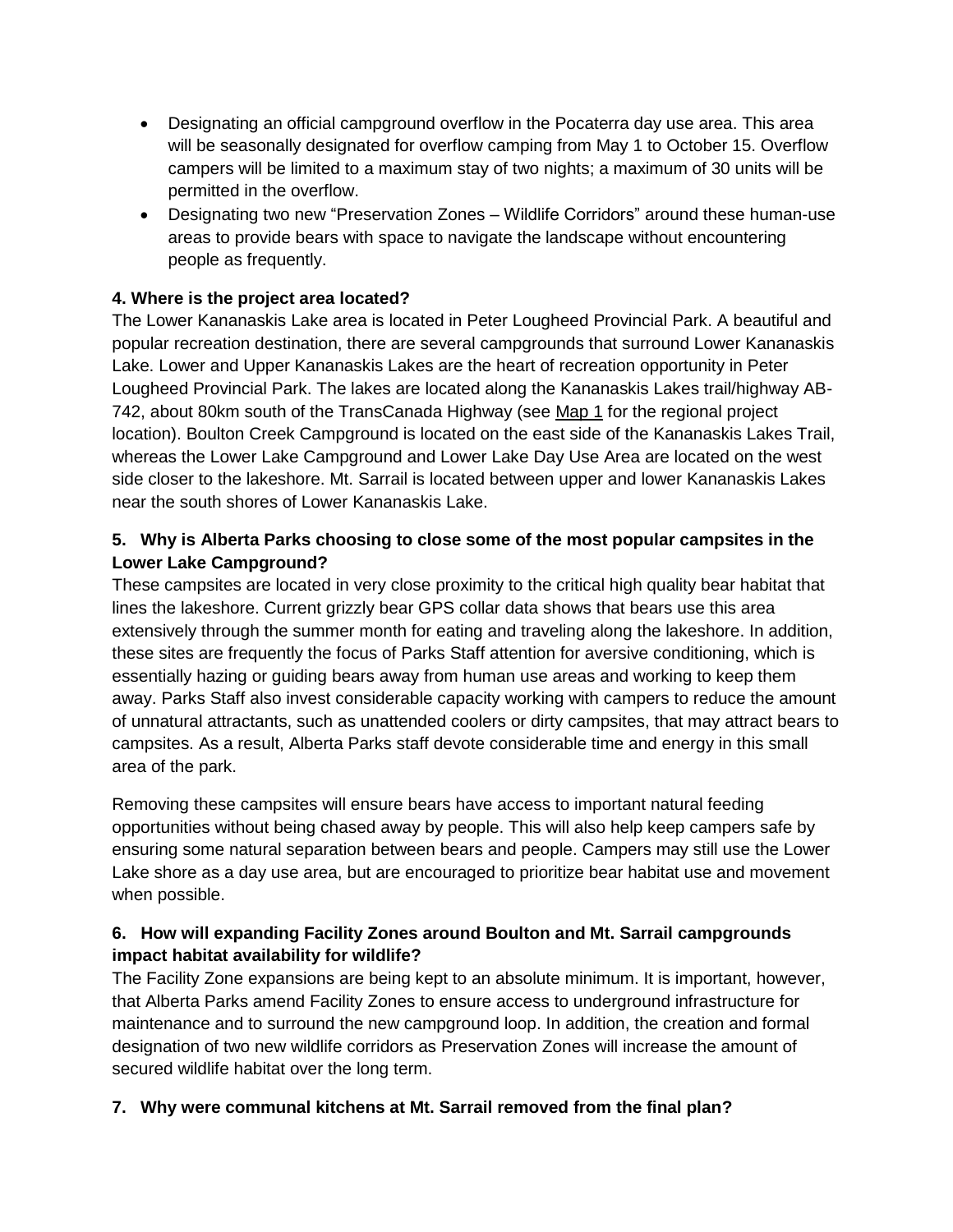- Designating an official campground overflow in the Pocaterra day use area. This area will be seasonally designated for overflow camping from May 1 to October 15. Overflow campers will be limited to a maximum stay of two nights; a maximum of 30 units will be permitted in the overflow.
- Designating two new "Preservation Zones – Wildlife Corridors" around these human-use areas to provide bears with space to navigate the landscape without encountering people as frequently.

### 4. Where is the project area located?

The Lower Kananaskis Lake area is located in Peter Lougheed Provincial Park. A beautiful and popular recreation destination, there are several campgrounds that surround Lower Kananaskis Lake. Lower and Upper Kananaskis Lakes are the heart of recreation opportunity in Peter Lougheed Provincial Park. The lakes are located along the Kananaskis Lakes trail/highway AB-742, about 80km south of the TransCanada Highway (see Map 1 for the regional project location). Boulton Creek Campground is located on the east side of the Kananaskis Lakes Trail, whereas the Lower Lake Campground and Lower Lake Day Use Area are located on the west side closer to the lakeshore. Mt. Sarrail is located between upper and lower Kananaskis Lakes near the south shores of Lower Kananaskis Lake.

### 5. Why is Alberta Parks choosing to close some of the most popular campsites in the Lower Lake Campground?

These campsites are located in very close proximity to the critical high quality bear habitat that lines the lakeshore. Current grizzly bear GPS collar data shows that bears use this area extensively through the summer month for eating and traveling along the lakeshore. In addition, these sites are frequently the focus of Parks Staff attention for aversive conditioning, which is essentially hazing or guiding bears away from human use areas and working to keep them away. Parks Staff also invest considerable capacity working with campers to reduce the amount of unnatural attractants, such as unattended coolers or dirty campsites, that may attract bears to campsites. As a result, Alberta Parks staff devote considerable time and energy in this small area of the park.

Removing these campsites will ensure bears have access to important natural feeding opportunities without being chased away by people. This will also help keep campers safe by ensuring some natural separation between bears and people. Campers may still use the Lower Lake shore as a day use area, but are encouraged to prioritize bear habitat use and movement when possible.

### 6. How will expanding Facility Zones around Boulton and Mt. Sarrail campgrounds impact habitat availability for wildlife?

The Facility Zone expansions are being kept to an absolute minimum. It is important, however, that Alberta Parks amend Facility Zones to ensure access to underground infrastructure for maintenance and to surround the new campground loop. In addition, the creation and formal designation of two new wildlife corridors as Preservation Zones will increase the amount of secured wildlife habitat over the long term.

### 7. Why were communal kitchens at Mt. Sarrail removed from the final plan?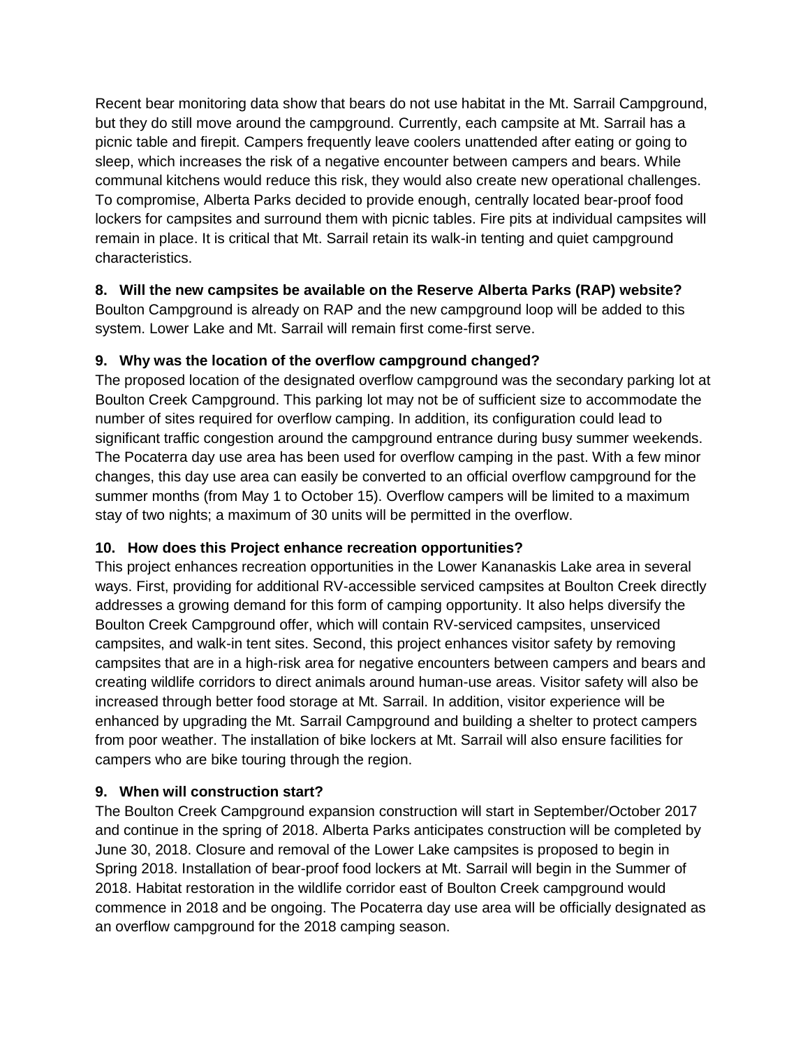Recent bear monitoring data show that bears do not use habitat in the Mt. Sarrail Campground, but they do still move around the campground. Currently, each campsite at Mt. Sarrail has a picnic table and firepit. Campers frequently leave coolers unattended after eating or going to sleep, which increases the risk of a negative encounter between campers and bears. While communal kitchens would reduce this risk, they would also create new operational challenges. To compromise, Alberta Parks decided to provide enough, centrally located bear-proof food lockers for campsites and surround them with picnic tables. Fire pits at individual campsites will remain in place. It is critical that Mt. Sarrail retain its walk-in tenting and quiet campground characteristics.

**8. Will the new campsites be available on the Reserve Alberta Parks (RAP) website?**

Boulton Campground is already on RAP and the new campground loop will be added to this system. Lower Lake and Mt. Sarrail will remain first come-first serve.

**9. Why was the location of the overflow campground changed?**

The proposed location of the designated overflow campground was the secondary parking lot at Boulton Creek Campground. This parking lot may not be of sufficient size to accommodate the number of sites required for overflow camping. In addition, its configuration could lead to significant traffic congestion around the campground entrance during busy summer weekends. The Pocaterra day use area has been used for overflow camping in the past. With a few minor changes, this day use area can easily be converted to an official overflow campground for the summer months (from May 1 to October 15). Overflow campers will be limited to a maximum stay of two nights; a maximum of 30 units will be permitted in the overflow.

**10. How does this Project enhance recreation opportunities?**

This project enhances recreation opportunities in the Lower Kananaskis Lake area in several ways. First, providing for additional RV-accessible serviced campsites at Boulton Creek directly addresses a growing demand for this form of camping opportunity. It also helps diversify the Boulton Creek Campground offer, which will contain RV-serviced campsites, unserviced campsites, and walk-in tent sites. Second, this project enhances visitor safety by removing campsites that are in a high-risk area for negative encounters between campers and bears and creating wildlife corridors to direct animals around human-use areas. Visitor safety will also be increased through better food storage at Mt. Sarrail. In addition, visitor experience will be enhanced by upgrading the Mt. Sarrail Campground and building a shelter to protect campers from poor weather. The installation of bike lockers at Mt. Sarrail will also ensure facilities for campers who are bike touring through the region.

**9. When will construction start?**

The Boulton Creek Campground expansion construction will start in September/October 2017 and continue in the spring of 2018. Alberta Parks anticipates construction will be completed by June 30, 2018. Closure and removal of the Lower Lake campsites is proposed to begin in Spring 2018. Installation of bear-proof food lockers at Mt. Sarrail will begin in the Summer of 2018. Habitat restoration in the wildlife corridor east of Boulton Creek campground would commence in 2018 and be ongoing. The Pocaterra day use area will be officially designated as an overflow campground for the 2018 camping season.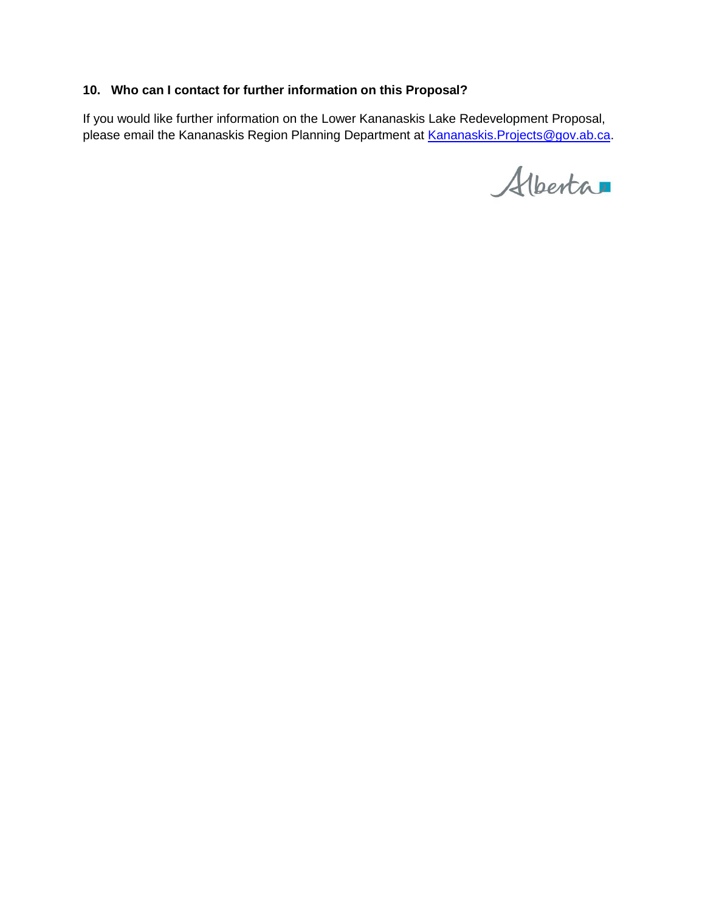### 10. Who can I contact for further information on this Proposal?

If you would like further information on the Lower Kananaskis Lake Redevelopment Proposal, please email the Kananaskis Region Planning Department at [Kananaskis.Projects@gov.ab.ca](mailto:Kananaskis.Projects@gov.ab.ca).